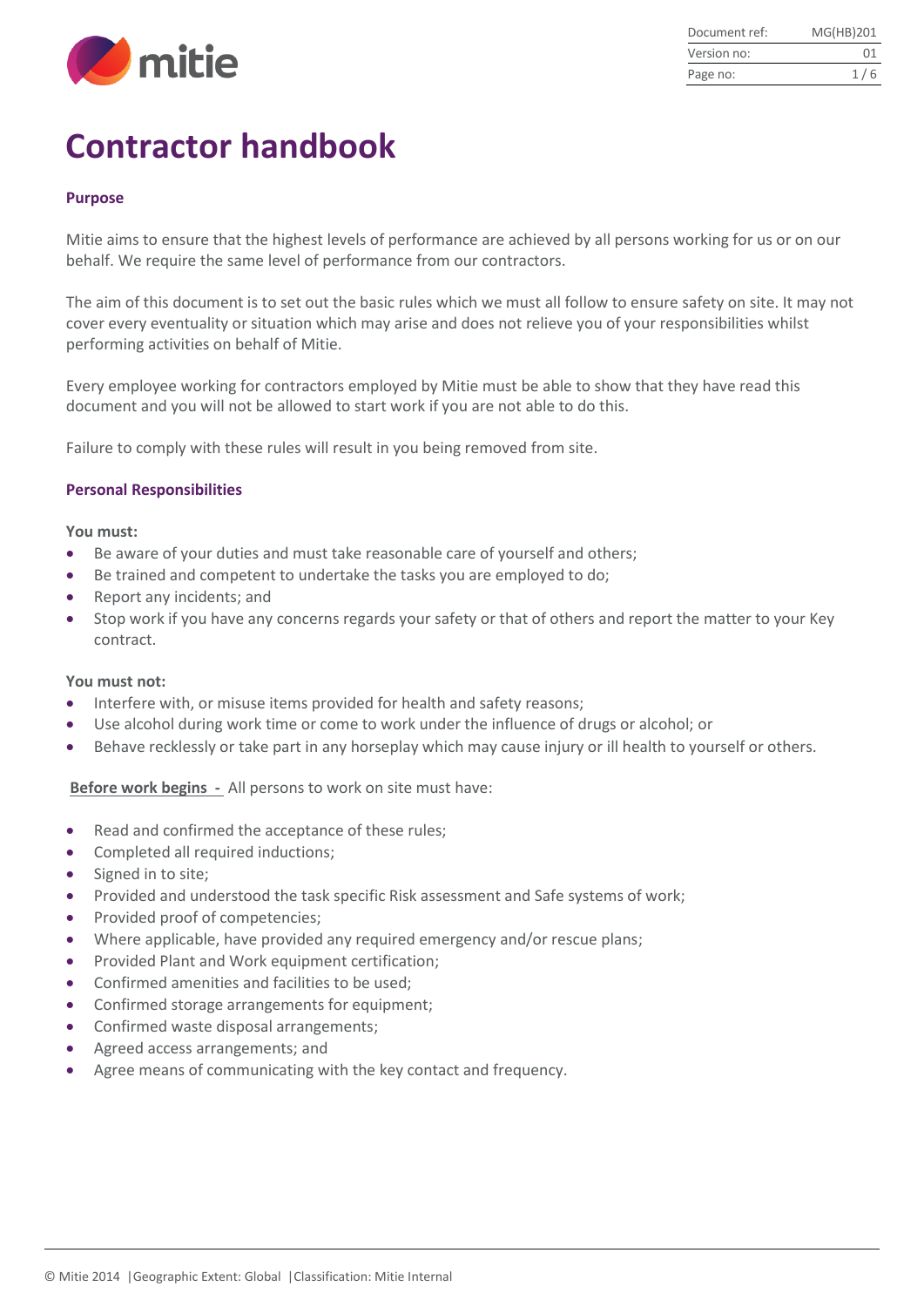# Contractor handbook

## Purpose

Mitie aims to ensure that the highest levels of performance are achieved by all persons working for us or on our behalf. We require the same level of performance from our contractors.

The aim of this document is to set out the basic rules which we must all follow to ensure safety on site. It may not cover every eventuality or situation which may arise and does not relieve you of your responsibilities whilst performing activities on behalf of Mitie.

Every employee working for contractors employed by Mitie must be able to show that they have read this document and you will not be allowed to start work if you are not able to do this.

Failure to comply with these rules will result in you being removed from site.

## Personal Responsibilities

**You must:**

- Be aware of your duties and must take reasonable care of yourself and others;
- Be trained and competent to undertake the tasks you are employed to do;
- Report any incidents; and
- Stop work if you have any concerns regards your safety or that of others and report the matter to your Key contract.

**You must not:**

- Interfere with, or misuse items provided for health and safety reasons;
- Use alcohol during work time or come to work under the influence of drugs or alcohol; or
- Behave recklessly or take part in any horseplay which may cause injury or ill health to yourself or others.

**Before work begins -** All persons to work on site must have:

- Read and confirmed the acceptance of these rules;
- Completed all required inductions;
- Signed in to site;
- Provided and understood the task specific Risk assessment and Safe systems of work;
- Provided proof of competencies;
- Where applicable, have provided any required emergency and/or rescue plans;
- Provided Plant and Work equipment certification;
- Confirmed amenities and facilities to be used;
- Confirmed storage arrangements for equipment;
- Confirmed waste disposal arrangements;
- Agreed access arrangements; and
- Agree means of communicating with the key contact and frequency.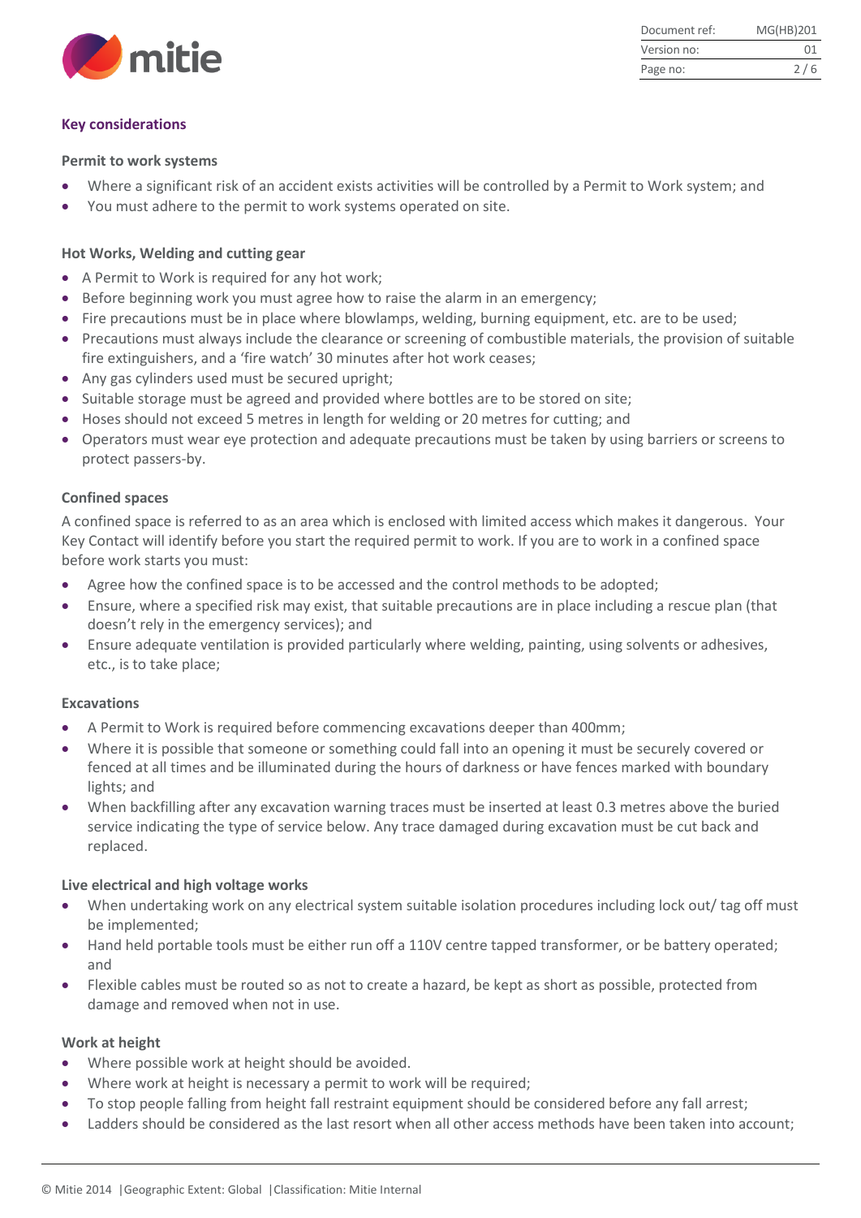## Key considerations

### Permit to work systems

- Where a significant risk of an accident exists activities will be controlled by a Permit to Work system; and
- You must adhere to the permit to work systems operated on site.

### Hot Works, Welding and cutting gear

- A Permit to Work is required for any hot work;
- Before beginning work you must agree how to raise the alarm in an emergency;
- Fire precautions must be in place where blowlamps, welding, burning equipment, etc. are to be used;
- Precautions must always include the clearance or screening of combustible materials, the provision of suitable fire extinguishers, and a 'fire watch' 30 minutes after hot work ceases;
- Any gas cylinders used must be secured upright;
- Suitable storage must be agreed and provided where bottles are to be stored on site;
- Hoses should not exceed 5 metres in length for welding or 20 metres for cutting; and
- Operators must wear eye protection and adequate precautions must be taken by using barriers or screens to protect passers-by.

### Confined spaces

A confined space is referred to as an area which is enclosed with limited access which makes it dangerous. Your Key Contact will identify before you start the required permit to work. If you are to work in a confined space before work starts you must:

- Agree how the confined space is to be accessed and the control methods to be adopted;
- Ensure, where a specified risk may exist, that suitable precautions are in place including a rescue plan (that doesn't rely in the emergency services); and
- Ensure adequate ventilation is provided particularly where welding, painting, using solvents or adhesives, etc., is to take place;

### Excavations

- A Permit to Work is required before commencing excavations deeper than 400mm;
- Where it is possible that someone or something could fall into an opening it must be securely covered or fenced at all times and be illuminated during the hours of darkness or have fences marked with boundary lights; and
- When backfilling after any excavation warning traces must be inserted at least 0.3 metres above the buried service indicating the type of service below. Any trace damaged during excavation must be cut back and replaced.

### Live electrical and high voltage works

- When undertaking work on any electrical system suitable isolation procedures including lock out/ tag off must be implemented;
- Hand held portable tools must be either run off a 110V centre tapped transformer, or be battery operated; and
- Flexible cables must be routed so as not to create a hazard, be kept as short as possible, protected from damage and removed when not in use.

### Work at height

- Where possible work at height should be avoided.
- Where work at height is necessary a permit to work will be required;
- To stop people falling from height fall restraint equipment should be considered before any fall arrest;
- Ladders should be considered as the last resort when all other access methods have been taken into account;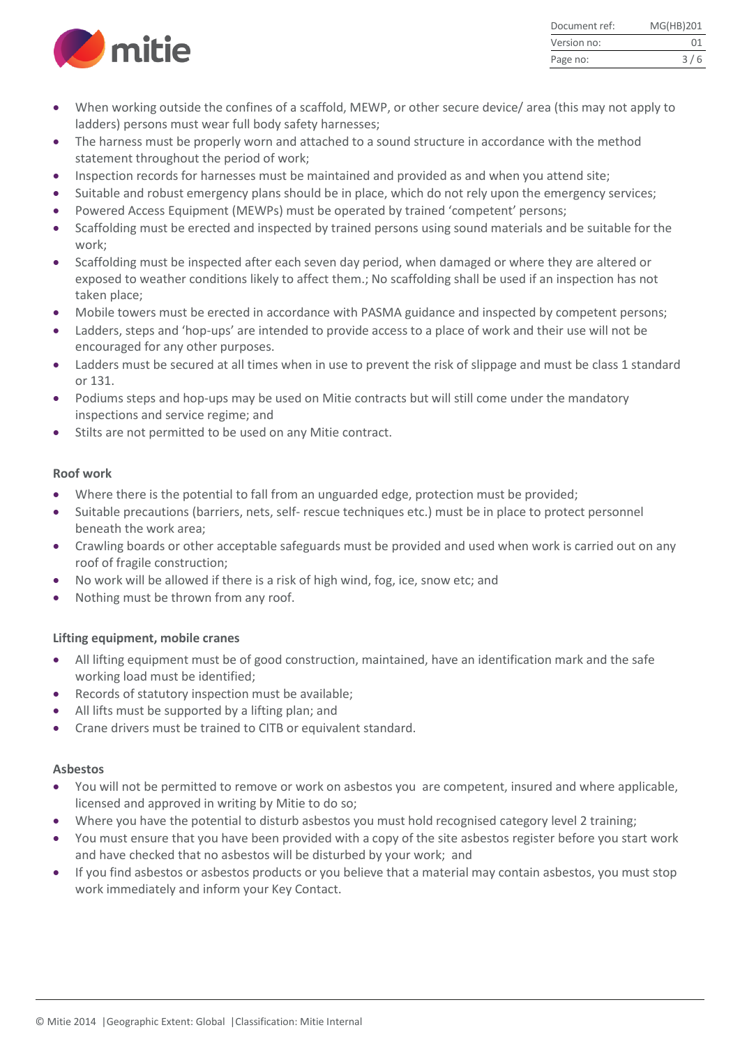- When working outside the confines of a scaffold, MEWP, or other secure device/ area (this may not apply to ladders) persons must wear full body safety harnesses;
- The harness must be properly worn and attached to a sound structure in accordance with the method statement throughout the period of work;
- Inspection records for harnesses must be maintained and provided as and when you attend site;
- Suitable and robust emergency plans should be in place, which do not rely upon the emergency services;
- Powered Access Equipment (MEWPs) must be operated by trained 'competent' persons;
- Scaffolding must be erected and inspected by trained persons using sound materials and be suitable for the work;
- Scaffolding must be inspected after each seven day period, when damaged or where they are altered or exposed to weather conditions likely to affect them.; No scaffolding shall be used if an inspection has not taken place;
- Mobile towers must be erected in accordance with PASMA guidance and inspected by competent persons;
- Ladders, steps and 'hop-ups' are intended to provide access to a place of work and their use will not be encouraged for any other purposes.
- Ladders must be secured at all times when in use to prevent the risk of slippage and must be class 1 standard or 131.
- Podiums steps and hop-ups may be used on Mitie contracts but will still come under the mandatory inspections and service regime; and
- Stilts are not permitted to be used on any Mitie contract.

**Roof work**

- Where there is the potential to fall from an unguarded edge, protection must be provided;
- Suitable precautions (barriers, nets, self- rescue techniques etc.) must be in place to protect personnel beneath the work area;
- Crawling boards or other acceptable safeguards must be provided and used when work is carried out on any roof of fragile construction;
- No work will be allowed if there is a risk of high wind, fog, ice, snow etc; and
- Nothing must be thrown from any roof.

**Lifting equipment, mobile cranes**

- All lifting equipment must be of good construction, maintained, have an identification mark and the safe working load must be identified;
- Records of statutory inspection must be available;
- All lifts must be supported by a lifting plan; and
- Crane drivers must be trained to CITB or equivalent standard.

**Asbestos**

- You will not be permitted to remove or work on asbestos you are competent, insured and where applicable, licensed and approved in writing by Mitie to do so;
- Where you have the potential to disturb asbestos you must hold recognised category level 2 training;
- You must ensure that you have been provided with a copy of the site asbestos register before you start work and have checked that no asbestos will be disturbed by your work; and
- If you find asbestos or asbestos products or you believe that a material may contain asbestos, you must stop work immediately and inform your Key Contact.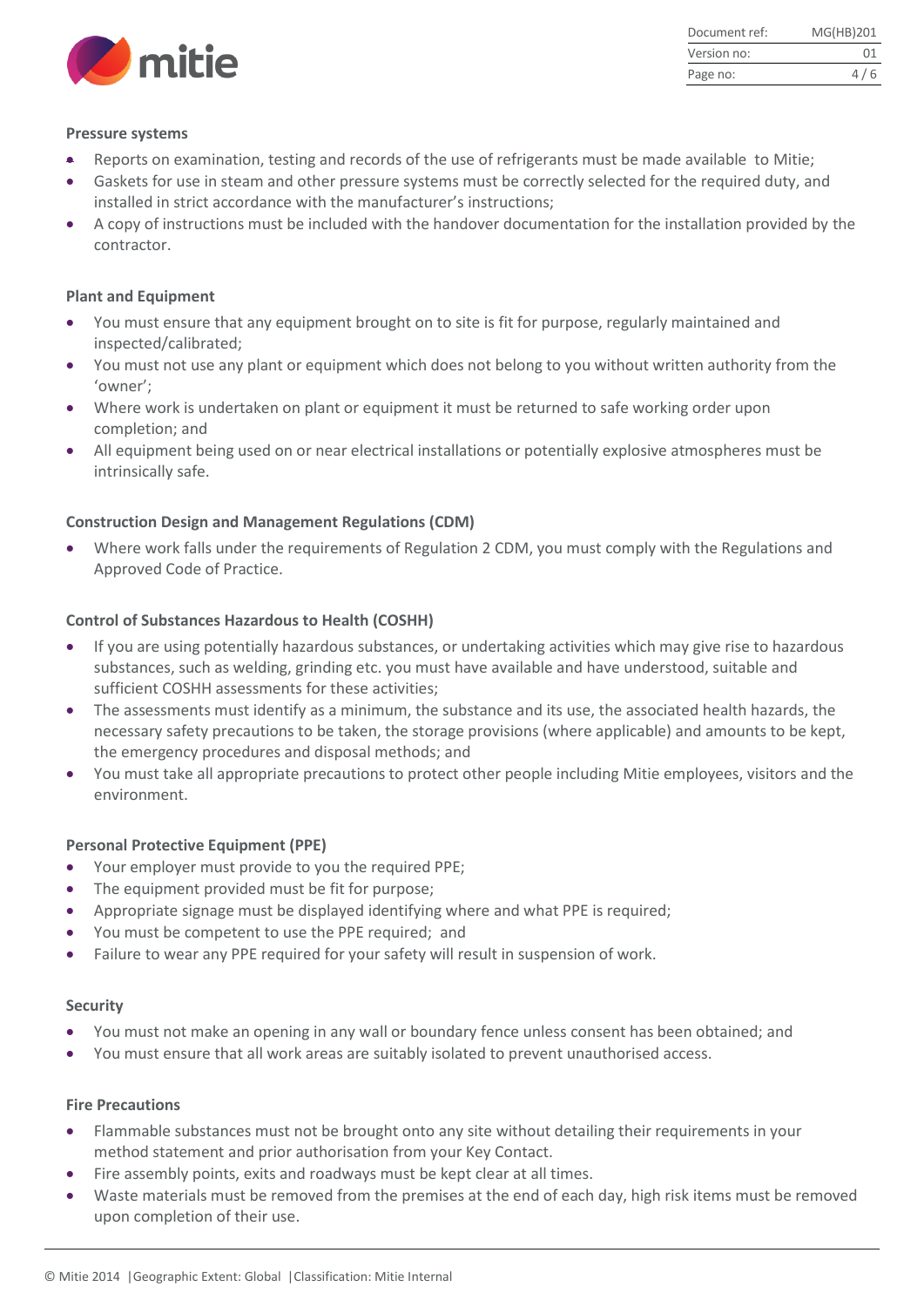### Pressure systems

- Reports on examination, testing and records of the use of refrigerants must be made available to Mitie;
- Gaskets for use in steam and other pressure systems must be correctly selected for the required duty, and installed in strict accordance with the manufacturer's instructions;
- A copy of instructions must be included with the handover documentation for the installation provided by the contractor.

### Plant and Equipment

- You must ensure that any equipment brought on to site is fit for purpose, regularly maintained and inspected/calibrated;
- You must not use any plant or equipment which does not belong to you without written authority from the 'owner';
- Where work is undertaken on plant or equipment it must be returned to safe working order upon completion; and
- All equipment being used on or near electrical installations or potentially explosive atmospheres must be intrinsically safe.

### Construction Design and Management Regulations (CDM)

- Where work falls under the requirements of Regulation 2 CDM, you must comply with the Regulations and Approved Code of Practice.

### Control of Substances Hazardous to Health (COSHH)

- If you are using potentially hazardous substances, or undertaking activities which may give rise to hazardous substances, such as welding, grinding etc. you must have available and have understood, suitable and sufficient COSHH assessments for these activities;
- The assessments must identify as a minimum, the substance and its use, the associated health hazards, the necessary safety precautions to be taken, the storage provisions (where applicable) and amounts to be kept, the emergency procedures and disposal methods; and
- You must take all appropriate precautions to protect other people including Mitie employees, visitors and the environment.

### Personal Protective Equipment (PPE)

- Your employer must provide to you the required PPE;
- The equipment provided must be fit for purpose;
- Appropriate signage must be displayed identifying where and what PPE is required;
- You must be competent to use the PPE required; and
- Failure to wear any PPE required for your safety will result in suspension of work.

### Security

- You must not make an opening in any wall or boundary fence unless consent has been obtained; and
- You must ensure that all work areas are suitably isolated to prevent unauthorised access.

### Fire Precautions

- Flammable substances must not be brought onto any site without detailing their requirements in your method statement and prior authorisation from your Key Contact.
- Fire assembly points, exits and roadways must be kept clear at all times.
- Waste materials must be removed from the premises at the end of each day, high risk items must be removed upon completion of their use.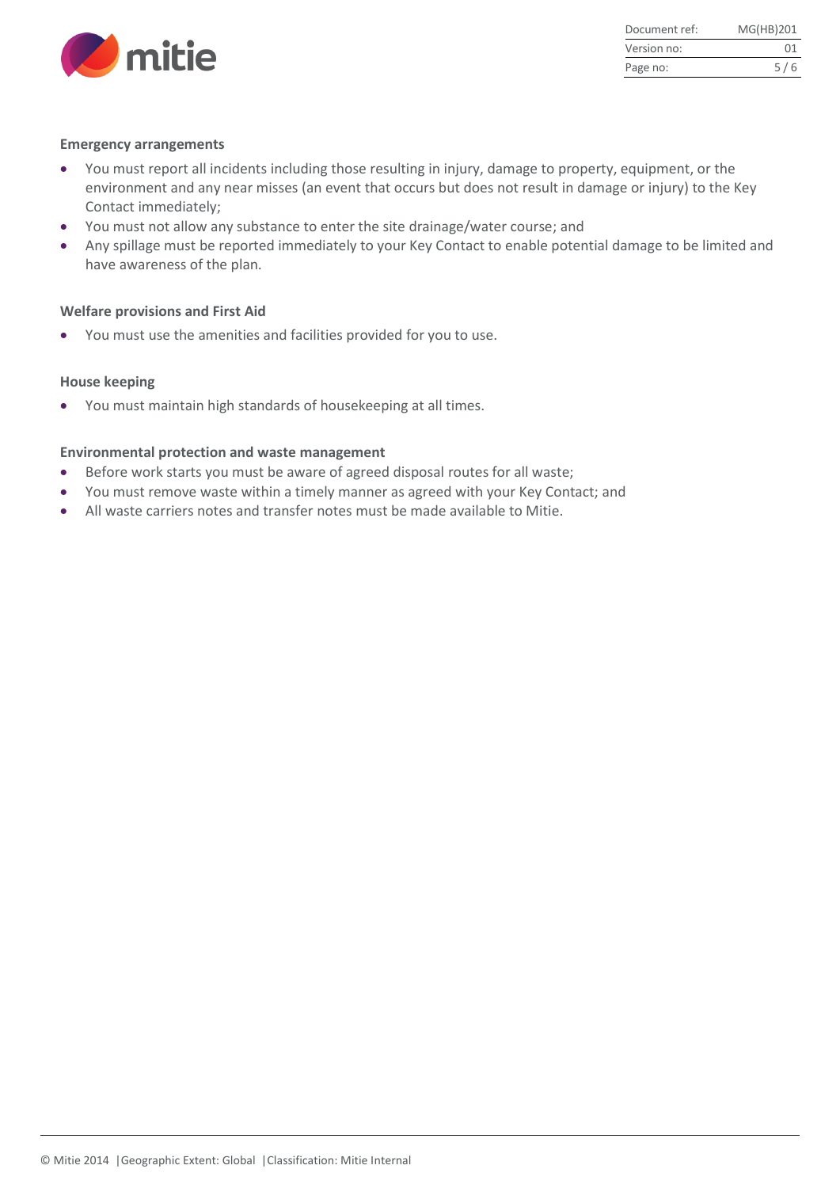### Emergency arrangements

- You must report all incidents including those resulting in injury, damage to property, equipment, or the environment and any near misses (an event that occurs but does not result in damage or injury) to the Key Contact immediately;
- You must not allow any substance to enter the site drainage/water course; and
- Any spillage must be reported immediately to your Key Contact to enable potential damage to be limited and have awareness of the plan.

### Welfare provisions and First Aid

- You must use the amenities and facilities provided for you to use.

### House keeping

- You must maintain high standards of housekeeping at all times.

### Environmental protection and waste management

- Before work starts you must be aware of agreed disposal routes for all waste;
- You must remove waste within a timely manner as agreed with your Key Contact; and
- All waste carriers notes and transfer notes must be made available to Mitie.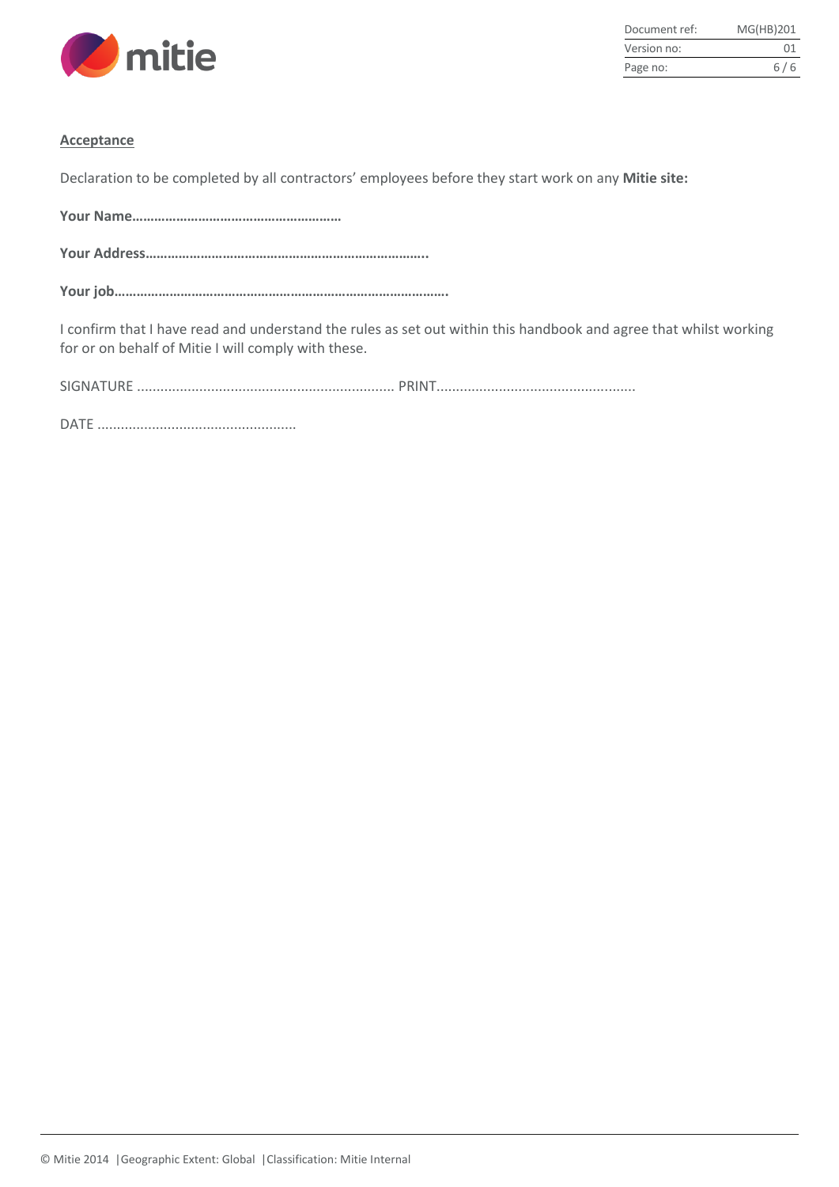<u>**Acceptance**</u>

Declaration to be completed by all contractors' employees before they start work on any **Mitie site:**

**Your Name………………………………………………**

**Your Address…………………………………………………………………..**

**Your job……………………………………………………………………………….**

I confirm that I have read and understand the rules as set out within this handbook and agree that whilst working for or on behalf of Mitie I will comply with these.

SIGNATURE .................................................................. PRINT...................................................

DATE ..................................................